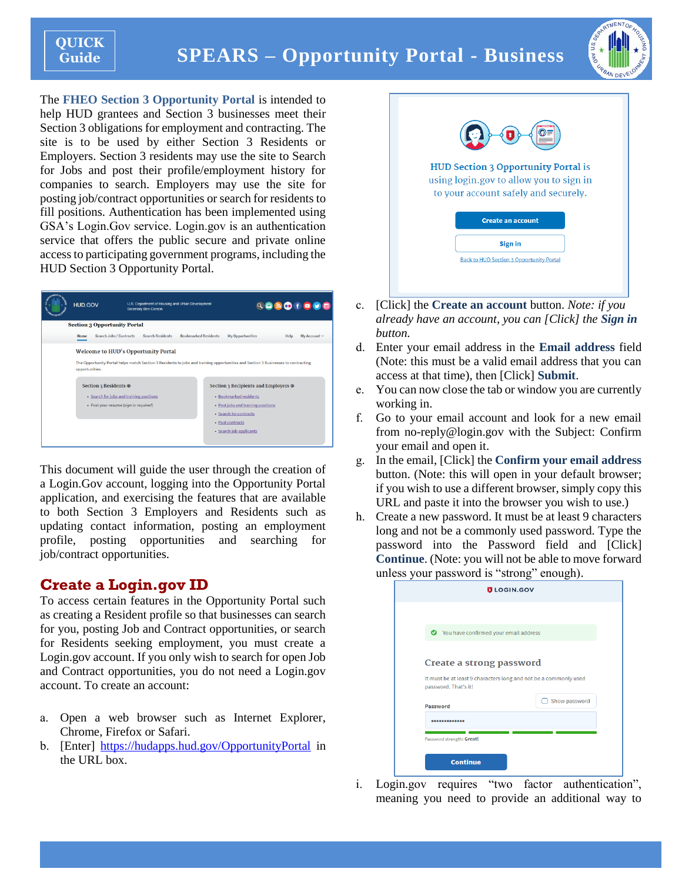QUICK Guide

# SPEARS – Opportunity Portal - Business

The **FHEO Section 3 Opportunity Portal** is intended to help HUD grantees and Section 3 businesses meet their Section 3 obligations for employment and contracting. The site is to be used by either Section 3 Residents or Employers. Section 3 residents may use the site to Search for Jobs and post their profile/employment history for companies to search. Employers may use the site for posting job/contract opportunities or search for residents to fill positions. Authentication has been implemented using GSA's Login.Gov service. Login.gov is an authentication service that offers the public secure and private online access to participating government programs, including the HUD Section 3 Opportunity Portal.

This document will guide the user through the creation of a Login.Gov account, logging into the Opportunity Portal application, and exercising the features that are available to both Section 3 Employers and Residents such as updating contact information, posting an employment profile, posting opportunities and searching for job/contract opportunities.

## Create a Login.gov ID

To access certain features in the Opportunity Portal such as creating a Resident profile so that businesses can search for you, posting Job and Contract opportunities, or search for Residents seeking employment, you must create a Login.gov account. If you only wish to search for open Job and Contract opportunities, you do not need a Login.gov account. To create an account:

a. Open a web browser such as Internet Explorer, Chrome, Firefox or Safari.
b. [Enter] https://hudapps.hud.gov/OpportunityPortal in the URL box.
c. [Click] the **Create an account** button. *Note: if you already have an account, you can [Click] the* ***Sign in*** *button.*
d. Enter your email address in the **Email address** field (Note: this must be a valid email address that you can access at that time), then [Click] **Submit**.
e. You can now close the tab or window you are currently working in.
f. Go to your email account and look for a new email from no-reply@login.gov with the Subject: Confirm your email and open it.
g. In the email, [Click] the **Confirm your email address** button. (Note: this will open in your default browser; if you wish to use a different browser, simply copy this URL and paste it into the browser you wish to use.)
h. Create a new password. It must be at least 9 characters long and not be a commonly used password. Type the password into the Password field and [Click] **Continue**. (Note: you will not be able to move forward unless your password is "strong" enough).
i. Login.gov requires "two factor authentication", meaning you need to provide an additional way to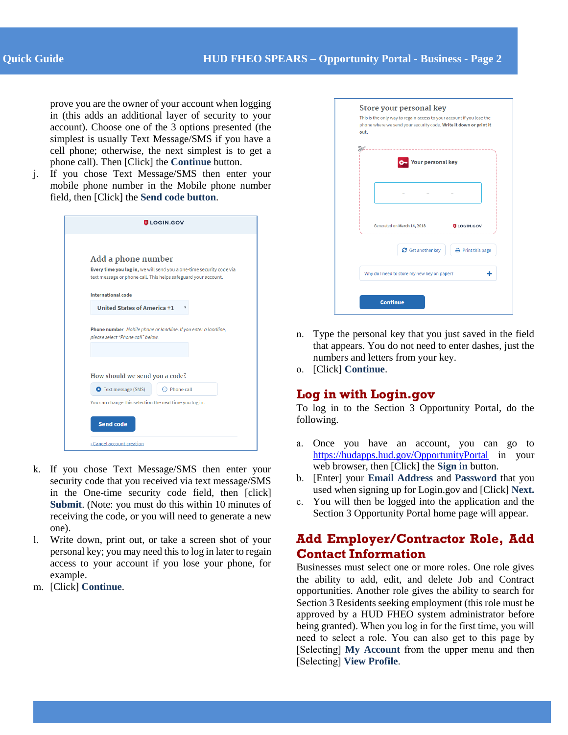prove you are the owner of your account when logging in (this adds an additional layer of security to your account). Choose one of the 3 options presented (the simplest is usually Text Message/SMS if you have a cell phone; otherwise, the next simplest is to get a phone call). Then [Click] the **Continue** button.

j. If you chose Text Message/SMS then enter your mobile phone number in the Mobile phone number field, then [Click] the **Send code button**.

k. If you chose Text Message/SMS then enter your security code that you received via text message/SMS in the One-time security code field, then [click] **Submit**. (Note: you must do this within 10 minutes of receiving the code, or you will need to generate a new one).

l. Write down, print out, or take a screen shot of your personal key; you may need this to log in later to regain access to your account if you lose your phone, for example.

m. [Click] **Continue**.

n. Type the personal key that you just saved in the field that appears. You do not need to enter dashes, just the numbers and letters from your key.

o. [Click] **Continue**.

## Log in with Login.gov

To log in to the Section 3 Opportunity Portal, do the following.

a. Once you have an account, you can go to https://hudapps.hud.gov/OpportunityPortal in your web browser, then [Click] the **Sign in** button.

b. [Enter] your **Email Address** and **Password** that you used when signing up for Login.gov and [Click] **Next.**

c. You will then be logged into the application and the Section 3 Opportunity Portal home page will appear.

## Add Employer/Contractor Role, Add Contact Information

Businesses must select one or more roles. One role gives the ability to add, edit, and delete Job and Contract opportunities. Another role gives the ability to search for Section 3 Residents seeking employment (this role must be approved by a HUD FHEO system administrator before being granted). When you log in for the first time, you will need to select a role. You can also get to this page by [Selecting] **My Account** from the upper menu and then [Selecting] **View Profile**.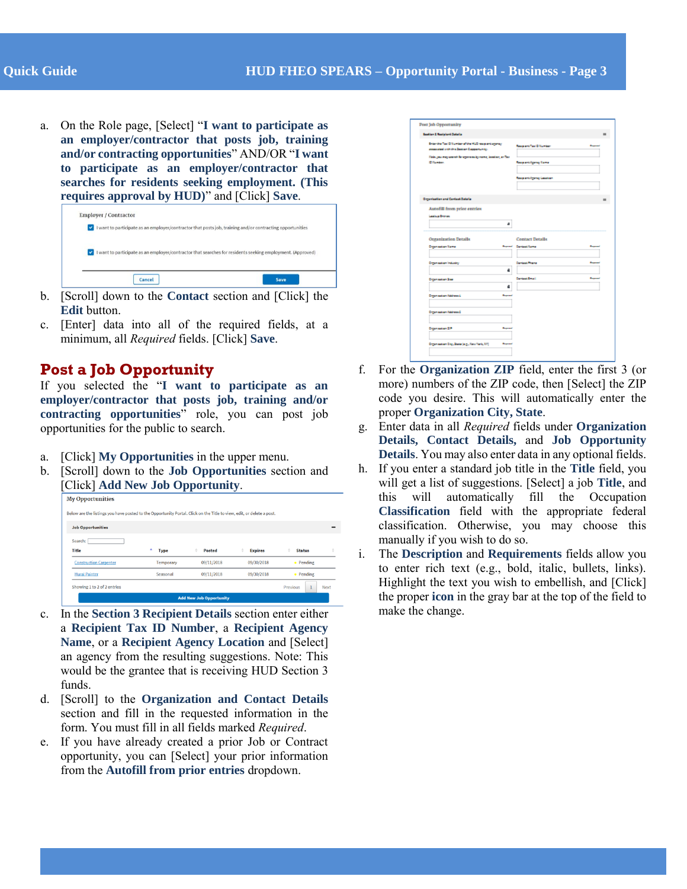a. On the Role page, [Select] "**I want to participate as an employer/contractor that posts job, training and/or contracting opportunities**" AND/OR "**I want to participate as an employer/contractor that searches for residents seeking employment. (This requires approval by HUD)**" and [Click] **Save**.

b. [Scroll] down to the **Contact** section and [Click] the **Edit** button.

c. [Enter] data into all of the required fields, at a minimum, all *Required* fields. [Click] **Save**.

## Post a Job Opportunity

If you selected the "**I want to participate as an employer/contractor that posts job, training and/or contracting opportunities**" role, you can post job opportunities for the public to search.

a. [Click] **My Opportunities** in the upper menu.

b. [Scroll] down to the **Job Opportunities** section and [Click] **Add New Job Opportunity**.

c. In the **Section 3 Recipient Details** section enter either a **Recipient Tax ID Number**, a **Recipient Agency Name**, or a **Recipient Agency Location** and [Select] an agency from the resulting suggestions. Note: This would be the grantee that is receiving HUD Section 3 funds.

d. [Scroll] to the **Organization and Contact Details** section and fill in the requested information in the form. You must fill in all fields marked *Required*.

e. If you have already created a prior Job or Contract opportunity, you can [Select] your prior information from the **Autofill from prior entries** dropdown.

f. For the **Organization ZIP** field, enter the first 3 (or more) numbers of the ZIP code, then [Select] the ZIP code you desire. This will automatically enter the proper **Organization City, State**.

g. Enter data in all *Required* fields under **Organization Details, Contact Details,** and **Job Opportunity Details**. You may also enter data in any optional fields.

h. If you enter a standard job title in the **Title** field, you will get a list of suggestions. [Select] a job **Title**, and this will automatically fill the Occupation **Classification** field with the appropriate federal classification. Otherwise, you may choose this manually if you wish to do so.

i. The **Description** and **Requirements** fields allow you to enter rich text (e.g., bold, italic, bullets, links). Highlight the text you wish to embellish, and [Click] the proper **icon** in the gray bar at the top of the field to make the change.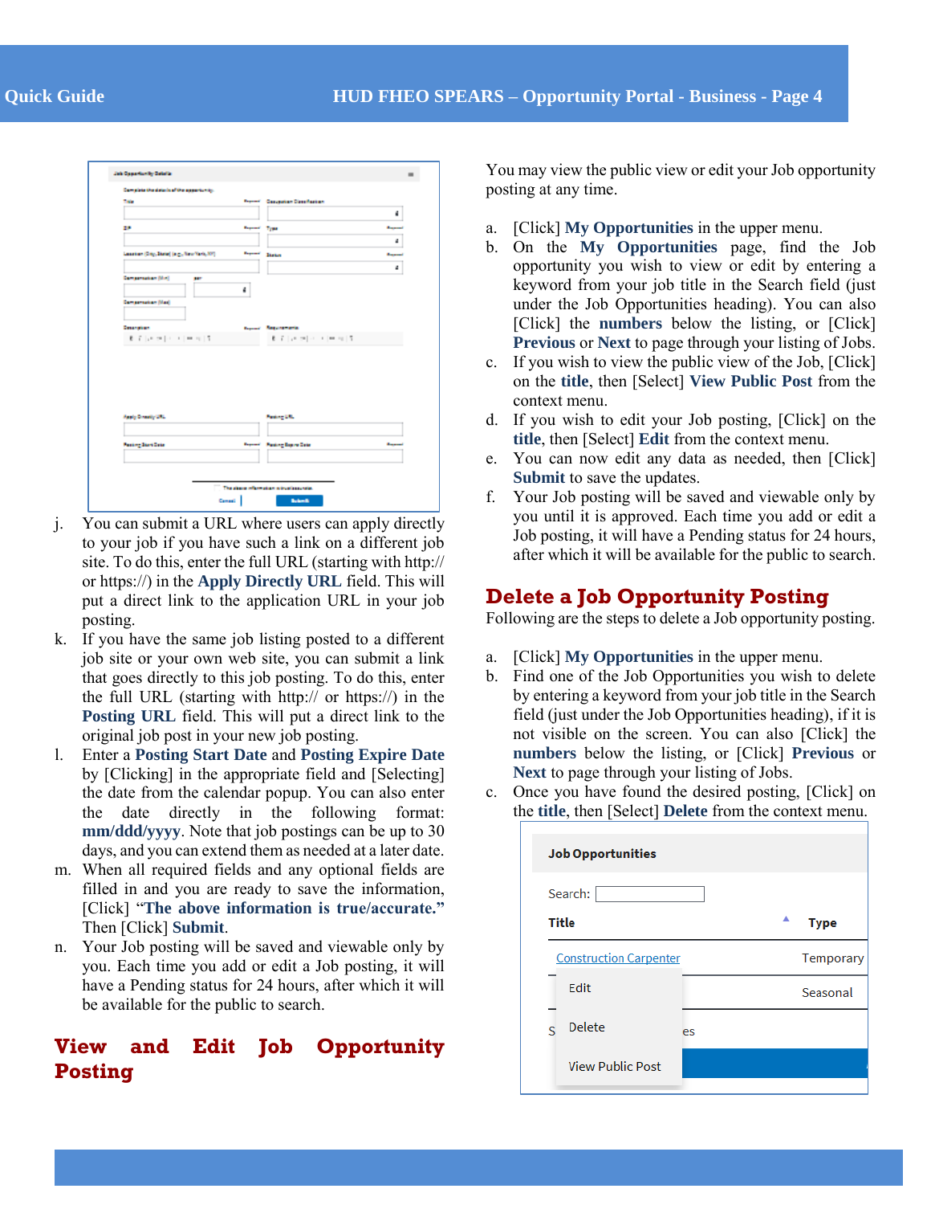j. You can submit a URL where users can apply directly to your job if you have such a link on a different job site. To do this, enter the full URL (starting with http:// or https://) in the **Apply Directly URL** field. This will put a direct link to the application URL in your job posting.
k. If you have the same job listing posted to a different job site or your own web site, you can submit a link that goes directly to this job posting. To do this, enter the full URL (starting with http:// or https://) in the **Posting URL** field. This will put a direct link to the original job post in your new job posting.
l. Enter a **Posting Start Date** and **Posting Expire Date** by [Clicking] in the appropriate field and [Selecting] the date from the calendar popup. You can also enter the date directly in the following format: **mm/ddd/yyyy**. Note that job postings can be up to 30 days, and you can extend them as needed at a later date.
m. When all required fields and any optional fields are filled in and you are ready to save the information, [Click] "**The above information is true/accurate.**" Then [Click] **Submit**.
n. Your Job posting will be saved and viewable only by you. Each time you add or edit a Job posting, it will have a Pending status for 24 hours, after which it will be available for the public to search.

## View and Edit Job Opportunity Posting

You may view the public view or edit your Job opportunity posting at any time.

a. [Click] **My Opportunities** in the upper menu.
b. On the **My Opportunities** page, find the Job opportunity you wish to view or edit by entering a keyword from your job title in the Search field (just under the Job Opportunities heading). You can also [Click] the **numbers** below the listing, or [Click] **Previous** or **Next** to page through your listing of Jobs.
c. If you wish to view the public view of the Job, [Click] on the **title**, then [Select] **View Public Post** from the context menu.
d. If you wish to edit your Job posting, [Click] on the **title**, then [Select] **Edit** from the context menu.
e. You can now edit any data as needed, then [Click] **Submit** to save the updates.
f. Your Job posting will be saved and viewable only by you until it is approved. Each time you add or edit a Job posting, it will have a Pending status for 24 hours, after which it will be available for the public to search.

## Delete a Job Opportunity Posting

Following are the steps to delete a Job opportunity posting.

a. [Click] **My Opportunities** in the upper menu.
b. Find one of the Job Opportunities you wish to delete by entering a keyword from your job title in the Search field (just under the Job Opportunities heading), if it is not visible on the screen. You can also [Click] the **numbers** below the listing, or [Click] **Previous** or **Next** to page through your listing of Jobs.
c. Once you have found the desired posting, [Click] on the **title**, then [Select] **Delete** from the context menu.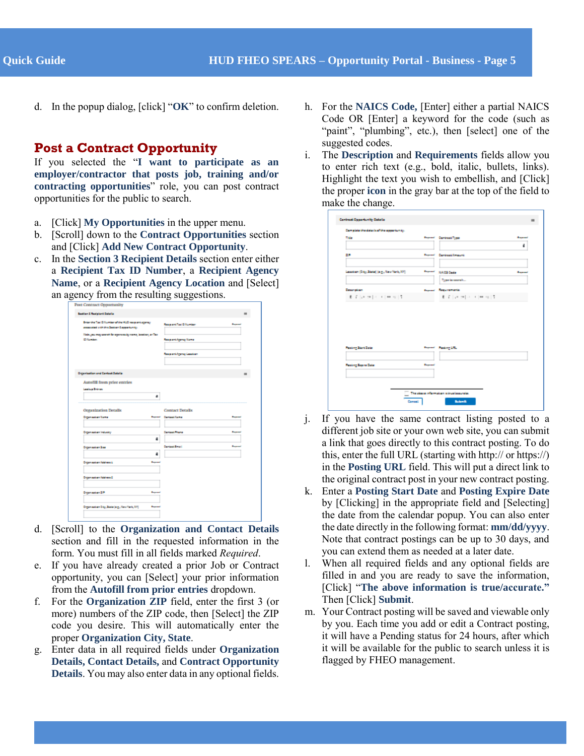d. In the popup dialog, [click] "**OK**" to confirm deletion.

## Post a Contract Opportunity

If you selected the "**I want to participate as an employer/contractor that posts job, training and/or contracting opportunities**" role, you can post contract opportunities for the public to search.

a. [Click] **My Opportunities** in the upper menu.
b. [Scroll] down to the **Contract Opportunities** section and [Click] **Add New Contract Opportunity**.
c. In the **Section 3 Recipient Details** section enter either a **Recipient Tax ID Number**, a **Recipient Agency Name**, or a **Recipient Agency Location** and [Select] an agency from the resulting suggestions.
d. [Scroll] to the **Organization and Contact Details** section and fill in the requested information in the form. You must fill in all fields marked *Required*.
e. If you have already created a prior Job or Contract opportunity, you can [Select] your prior information from the **Autofill from prior entries** dropdown.
f. For the **Organization ZIP** field, enter the first 3 (or more) numbers of the ZIP code, then [Select] the ZIP code you desire. This will automatically enter the proper **Organization City, State**.
g. Enter data in all required fields under **Organization Details, Contact Details,** and **Contract Opportunity Details**. You may also enter data in any optional fields.
h. For the **NAICS Code,** [Enter] either a partial NAICS Code OR [Enter] a keyword for the code (such as "paint", "plumbing", etc.), then [select] one of the suggested codes.
i. The **Description** and **Requirements** fields allow you to enter rich text (e.g., bold, italic, bullets, links). Highlight the text you wish to embellish, and [Click] the proper **icon** in the gray bar at the top of the field to make the change.
j. If you have the same contract listing posted to a different job site or your own web site, you can submit a link that goes directly to this contract posting. To do this, enter the full URL (starting with http:// or https://) in the **Posting URL** field. This will put a direct link to the original contract post in your new contract posting.
k. Enter a **Posting Start Date** and **Posting Expire Date** by [Clicking] in the appropriate field and [Selecting] the date from the calendar popup. You can also enter the date directly in the following format: **mm/dd/yyyy**. Note that contract postings can be up to 30 days, and you can extend them as needed at a later date.
l. When all required fields and any optional fields are filled in and you are ready to save the information, [Click] "**The above information is true/accurate.**" Then [Click] **Submit**.
m. Your Contract posting will be saved and viewable only by you. Each time you add or edit a Contract posting, it will have a Pending status for 24 hours, after which it will be available for the public to search unless it is flagged by FHEO management.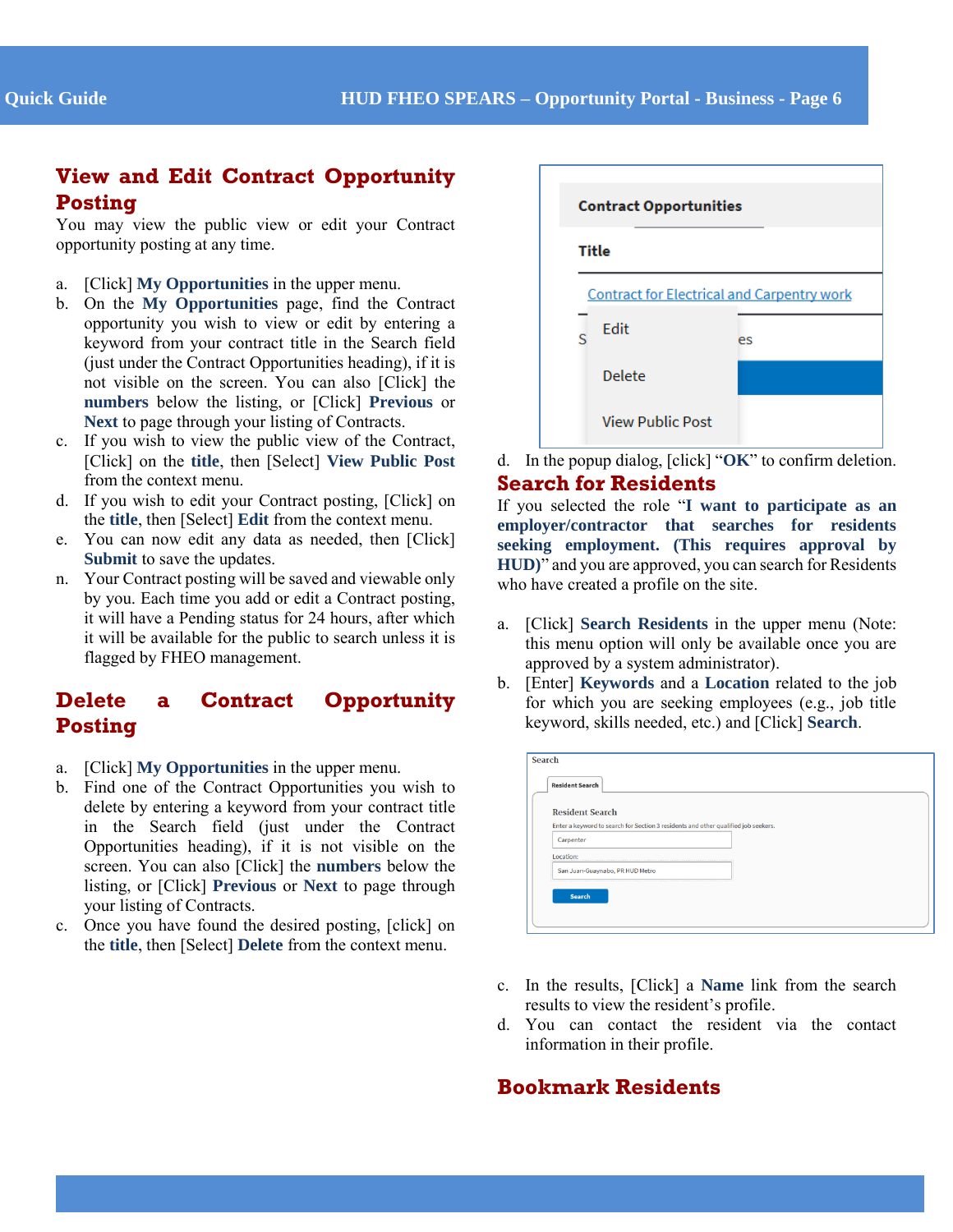## View and Edit Contract Opportunity Posting

You may view the public view or edit your Contract opportunity posting at any time.

a. [Click] **My Opportunities** in the upper menu.
b. On the **My Opportunities** page, find the Contract opportunity you wish to view or edit by entering a keyword from your contract title in the Search field (just under the Contract Opportunities heading), if it is not visible on the screen. You can also [Click] the **numbers** below the listing, or [Click] **Previous** or **Next** to page through your listing of Contracts.
c. If you wish to view the public view of the Contract, [Click] on the **title**, then [Select] **View Public Post** from the context menu.
d. If you wish to edit your Contract posting, [Click] on the **title**, then [Select] **Edit** from the context menu.
e. You can now edit any data as needed, then [Click] **Submit** to save the updates.
n. Your Contract posting will be saved and viewable only by you. Each time you add or edit a Contract posting, it will have a Pending status for 24 hours, after which it will be available for the public to search unless it is flagged by FHEO management.

## Delete a Contract Opportunity Posting

a. [Click] **My Opportunities** in the upper menu.
b. Find one of the Contract Opportunities you wish to delete by entering a keyword from your contract title in the Search field (just under the Contract Opportunities heading), if it is not visible on the screen. You can also [Click] the **numbers** below the listing, or [Click] **Previous** or **Next** to page through your listing of Contracts.
c. Once you have found the desired posting, [click] on the **title**, then [Select] **Delete** from the context menu.

Contract Opportunities

Title

Contract for Electrical and Carpentry work

Edit

Delete

View Public Post

d. In the popup dialog, [click] "**OK**" to confirm deletion.

## Search for Residents

If you selected the role "**I want to participate as an employer/contractor that searches for residents seeking employment. (This requires approval by HUD)**" and you are approved, you can search for Residents who have created a profile on the site.

a. [Click] **Search Residents** in the upper menu (Note: this menu option will only be available once you are approved by a system administrator).
b. [Enter] **Keywords** and a **Location** related to the job for which you are seeking employees (e.g., job title keyword, skills needed, etc.) and [Click] **Search**.

Search

Resident Search

Resident Search

Enter a keyword to search for Section 3 residents and other qualified job seekers.

Carpenter

Location:

San Juan-Guaynabo, PR HUD Metro

Search

c. In the results, [Click] a **Name** link from the search results to view the resident's profile.
d. You can contact the resident via the contact information in their profile.

## Bookmark Residents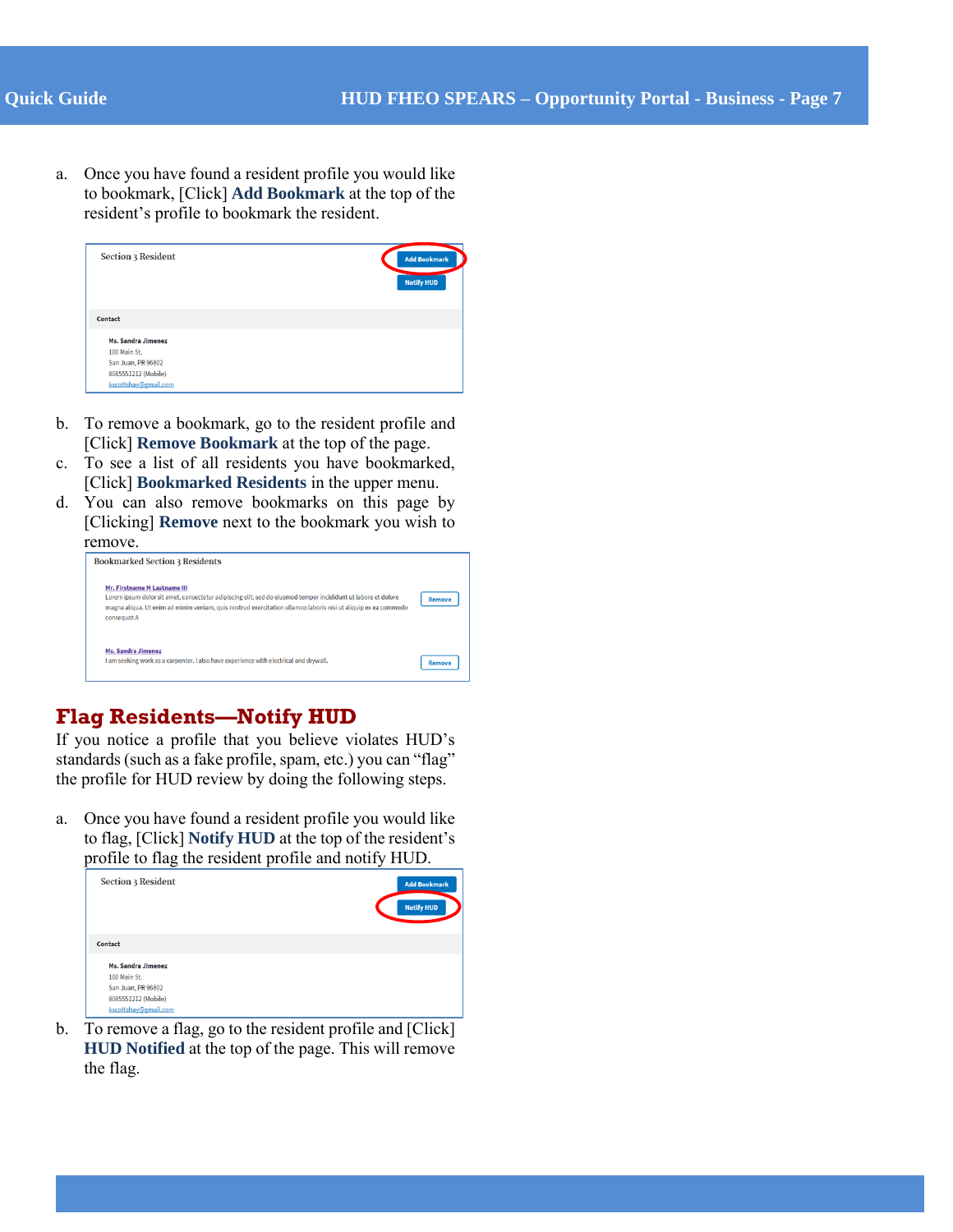a. Once you have found a resident profile you would like to bookmark, [Click] **Add Bookmark** at the top of the resident's profile to bookmark the resident.

b. To remove a bookmark, go to the resident profile and [Click] **Remove Bookmark** at the top of the page.

c. To see a list of all residents you have bookmarked, [Click] **Bookmarked Residents** in the upper menu.

d. You can also remove bookmarks on this page by [Clicking] **Remove** next to the bookmark you wish to remove.

## Flag Residents—Notify HUD

If you notice a profile that you believe violates HUD's standards (such as a fake profile, spam, etc.) you can "flag" the profile for HUD review by doing the following steps.

a. Once you have found a resident profile you would like to flag, [Click] **Notify HUD** at the top of the resident's profile to flag the resident profile and notify HUD.

b. To remove a flag, go to the resident profile and [Click] **HUD Notified** at the top of the page. This will remove the flag.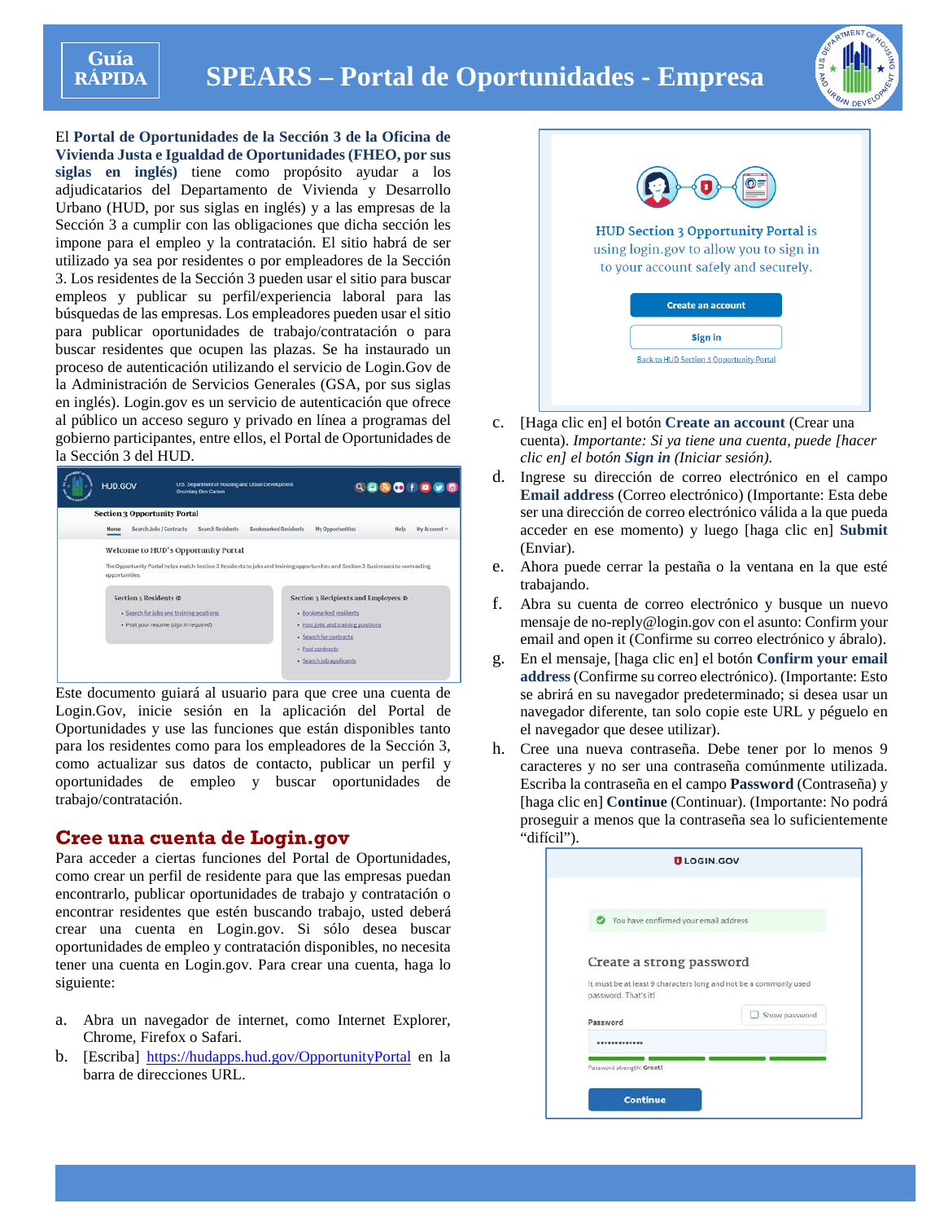# Guía RÁPIDA

# SPEARS – Portal de Oportunidades - Empresa

El **Portal de Oportunidades de la Sección 3 de la Oficina de Vivienda Justa e Igualdad de Oportunidades (FHEO, por sus siglas en inglés)** tiene como propósito ayudar a los adjudicatarios del Departamento de Vivienda y Desarrollo Urbano (HUD, por sus siglas en inglés) y a las empresas de la Sección 3 a cumplir con las obligaciones que dicha sección les impone para el empleo y la contratación. El sitio habrá de ser utilizado ya sea por residentes o por empleadores de la Sección 3. Los residentes de la Sección 3 pueden usar el sitio para buscar empleos y publicar su perfil/experiencia laboral para las búsquedas de las empresas. Los empleadores pueden usar el sitio para publicar oportunidades de trabajo/contratación o para buscar residentes que ocupen las plazas. Se ha instaurado un proceso de autenticación utilizando el servicio de Login.Gov de la Administración de Servicios Generales (GSA, por sus siglas en inglés). Login.gov es un servicio de autenticación que ofrece al público un acceso seguro y privado en línea a programas del gobierno participantes, entre ellos, el Portal de Oportunidades de la Sección 3 del HUD.

Este documento guiará al usuario para que cree una cuenta de Login.Gov, inicie sesión en la aplicación del Portal de Oportunidades y use las funciones que están disponibles tanto para los residentes como para los empleadores de la Sección 3, como actualizar sus datos de contacto, publicar un perfil y oportunidades de empleo y buscar oportunidades de trabajo/contratación.

## Cree una cuenta de Login.gov

Para acceder a ciertas funciones del Portal de Oportunidades, como crear un perfil de residente para que las empresas puedan encontrarlo, publicar oportunidades de trabajo y contratación o encontrar residentes que estén buscando trabajo, usted deberá crear una cuenta en Login.gov. Si sólo desea buscar oportunidades de empleo y contratación disponibles, no necesita tener una cuenta en Login.gov. Para crear una cuenta, haga lo siguiente:

a. Abra un navegador de internet, como Internet Explorer, Chrome, Firefox o Safari.
b. [Escriba] https://hudapps.hud.gov/OpportunityPortal en la barra de direcciones URL.
c. [Haga clic en] el botón **Create an account** (Crear una cuenta). *Importante: Si ya tiene una cuenta, puede [hacer clic en] el botón **Sign in** (Iniciar sesión).*
d. Ingrese su dirección de correo electrónico en el campo **Email address** (Correo electrónico) (Importante: Esta debe ser una dirección de correo electrónico válida a la que pueda acceder en ese momento) y luego [haga clic en] **Submit** (Enviar).
e. Ahora puede cerrar la pestaña o la ventana en la que esté trabajando.
f. Abra su cuenta de correo electrónico y busque un nuevo mensaje de no-reply@login.gov con el asunto: Confirm your email and open it (Confirme su correo electrónico y ábralo).
g. En el mensaje, [haga clic en] el botón **Confirm your email address** (Confirme su correo electrónico). (Importante: Esto se abrirá en su navegador predeterminado; si desea usar un navegador diferente, tan solo copie este URL y péguelo en el navegador que desee utilizar).
h. Cree una nueva contraseña. Debe tener por lo menos 9 caracteres y no ser una contraseña comúnmente utilizada. Escriba la contraseña en el campo **Password** (Contraseña) y [haga clic en] **Continue** (Continuar). (Importante: No podrá proseguir a menos que la contraseña sea lo suficientemente "difícil").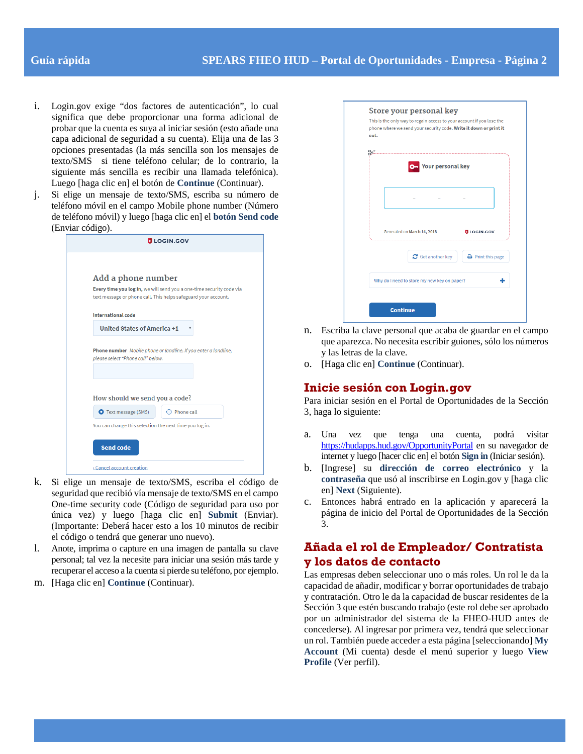i. Login.gov exige “dos factores de autenticación”, lo cual significa que debe proporcionar una forma adicional de probar que la cuenta es suya al iniciar sesión (esto añade una capa adicional de seguridad a su cuenta). Elija una de las 3 opciones presentadas (la más sencilla son los mensajes de texto/SMS si tiene teléfono celular; de lo contrario, la siguiente más sencilla es recibir una llamada telefónica). Luego [haga clic en] el botón de **Continue** (Continuar).

j. Si elige un mensaje de texto/SMS, escriba su número de teléfono móvil en el campo Mobile phone number (Número de teléfono móvil) y luego [haga clic en] el **botón Send code** (Enviar código).

k. Si elige un mensaje de texto/SMS, escriba el código de seguridad que recibió vía mensaje de texto/SMS en el campo One-time security code (Código de seguridad para uso por única vez) y luego [haga clic en] **Submit** (Enviar). (Importante: Deberá hacer esto a los 10 minutos de recibir el código o tendrá que generar uno nuevo).

l. Anote, imprima o capture en una imagen de pantalla su clave personal; tal vez la necesite para iniciar una sesión más tarde y recuperar el acceso a la cuenta si pierde su teléfono, por ejemplo.

m. [Haga clic en] **Continue** (Continuar).

n. Escriba la clave personal que acaba de guardar en el campo que aparezca. No necesita escribir guiones, sólo los números y las letras de la clave.

o. [Haga clic en] **Continue** (Continuar).

## Inicie sesión con Login.gov

Para iniciar sesión en el Portal de Oportunidades de la Sección 3, haga lo siguiente:

a. Una vez que tenga una cuenta, podrá visitar https://hudapps.hud.gov/OpportunityPortal en su navegador de internet y luego [hacer clic en] el botón **Sign in** (Iniciar sesión).

b. [Ingrese] su **dirección de correo electrónico** y la **contraseña** que usó al inscribirse en Login.gov y [haga clic en] **Next** (Siguiente).

c. Entonces habrá entrado en la aplicación y aparecerá la página de inicio del Portal de Oportunidades de la Sección 3.

## Añada el rol de Empleador/ Contratista y los datos de contacto

Las empresas deben seleccionar uno o más roles. Un rol le da la capacidad de añadir, modificar y borrar oportunidades de trabajo y contratación. Otro le da la capacidad de buscar residentes de la Sección 3 que estén buscando trabajo (este rol debe ser aprobado por un administrador del sistema de la FHEO-HUD antes de concederse). Al ingresar por primera vez, tendrá que seleccionar un rol. También puede acceder a esta página [seleccionando] **My Account** (Mi cuenta) desde el menú superior y luego **View Profile** (Ver perfil).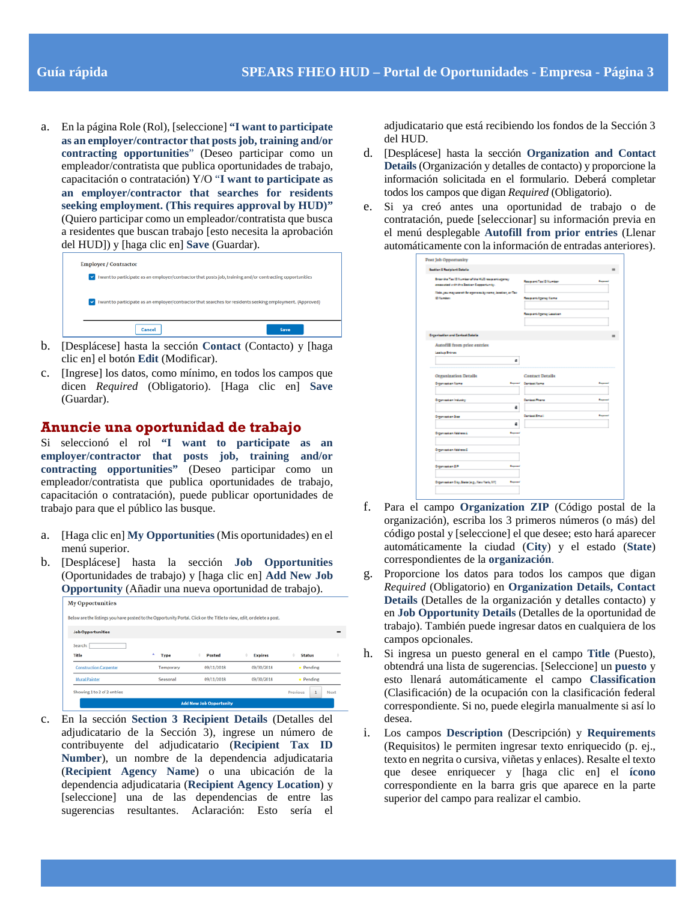a. En la página Role (Rol), [seleccione] **"I want to participate as an employer/contractor that posts job, training and/or contracting opportunities"** (Deseo participar como un empleador/contratista que publica oportunidades de trabajo, capacitación o contratación) Y/O **"I want to participate as an employer/contractor that searches for residents seeking employment. (This requires approval by HUD)"** (Quiero participar como un empleador/contratista que busca a residentes que buscan trabajo [esto necesita la aprobación del HUD]) y [haga clic en] **Save** (Guardar).

b. [Desplácese] hasta la sección **Contact** (Contacto) y [haga clic en] el botón **Edit** (Modificar).

c. [Ingrese] los datos, como mínimo, en todos los campos que dicen *Required* (Obligatorio). [Haga clic en] **Save** (Guardar).

## Anuncie una oportunidad de trabajo

Si seleccionó el rol **"I want to participate as an employer/contractor that posts job, training and/or contracting opportunities"** (Deseo participar como un empleador/contratista que publica oportunidades de trabajo, capacitación o contratación), puede publicar oportunidades de trabajo para que el público las busque.

a. [Haga clic en] **My Opportunities** (Mis oportunidades) en el menú superior.

b. [Desplácese] hasta la sección **Job Opportunities** (Oportunidades de trabajo) y [haga clic en] **Add New Job Opportunity** (Añadir una nueva oportunidad de trabajo).

c. En la sección **Section 3 Recipient Details** (Detalles del adjudicatario de la Sección 3), ingrese un número de contribuyente del adjudicatario (**Recipient Tax ID Number**), un nombre de la dependencia adjudicataria (**Recipient Agency Name**) o una ubicación de la dependencia adjudicataria (**Recipient Agency Location**) y [seleccione] una de las dependencias de entre las sugerencias resultantes. Aclaración: Esto sería el adjudicatario que está recibiendo los fondos de la Sección 3 del HUD.

d. [Desplácese] hasta la sección **Organization and Contact Details** (Organización y detalles de contacto) y proporcione la información solicitada en el formulario. Deberá completar todos los campos que digan *Required* (Obligatorio).

e. Si ya creó antes una oportunidad de trabajo o de contratación, puede [seleccionar] su información previa en el menú desplegable **Autofill from prior entries** (Llenar automáticamente con la información de entradas anteriores).

f. Para el campo **Organization ZIP** (Código postal de la organización), escriba los 3 primeros números (o más) del código postal y [seleccione] el que desee; esto hará aparecer automáticamente la ciudad (**City**) y el estado (**State**) correspondientes de la **organización**.

g. Proporcione los datos para todos los campos que digan *Required* (Obligatorio) en **Organization Details, Contact Details** (Detalles de la organización y detalles contacto) y en **Job Opportunity Details** (Detalles de la oportunidad de trabajo). También puede ingresar datos en cualquiera de los campos opcionales.

h. Si ingresa un puesto general en el campo **Title** (Puesto), obtendrá una lista de sugerencias. [Seleccione] un **puesto** y esto llenará automáticamente el campo **Classification** (Clasificación) de la ocupación con la clasificación federal correspondiente. Si no, puede elegirla manualmente si así lo desea.

i. Los campos **Description** (Descripción) y **Requirements** (Requisitos) le permiten ingresar texto enriquecido (p. ej., texto en negrita o cursiva, viñetas y enlaces). Resalte el texto que desee enriquecer y [haga clic en] el **ícono** correspondiente en la barra gris que aparece en la parte superior del campo para realizar el cambio.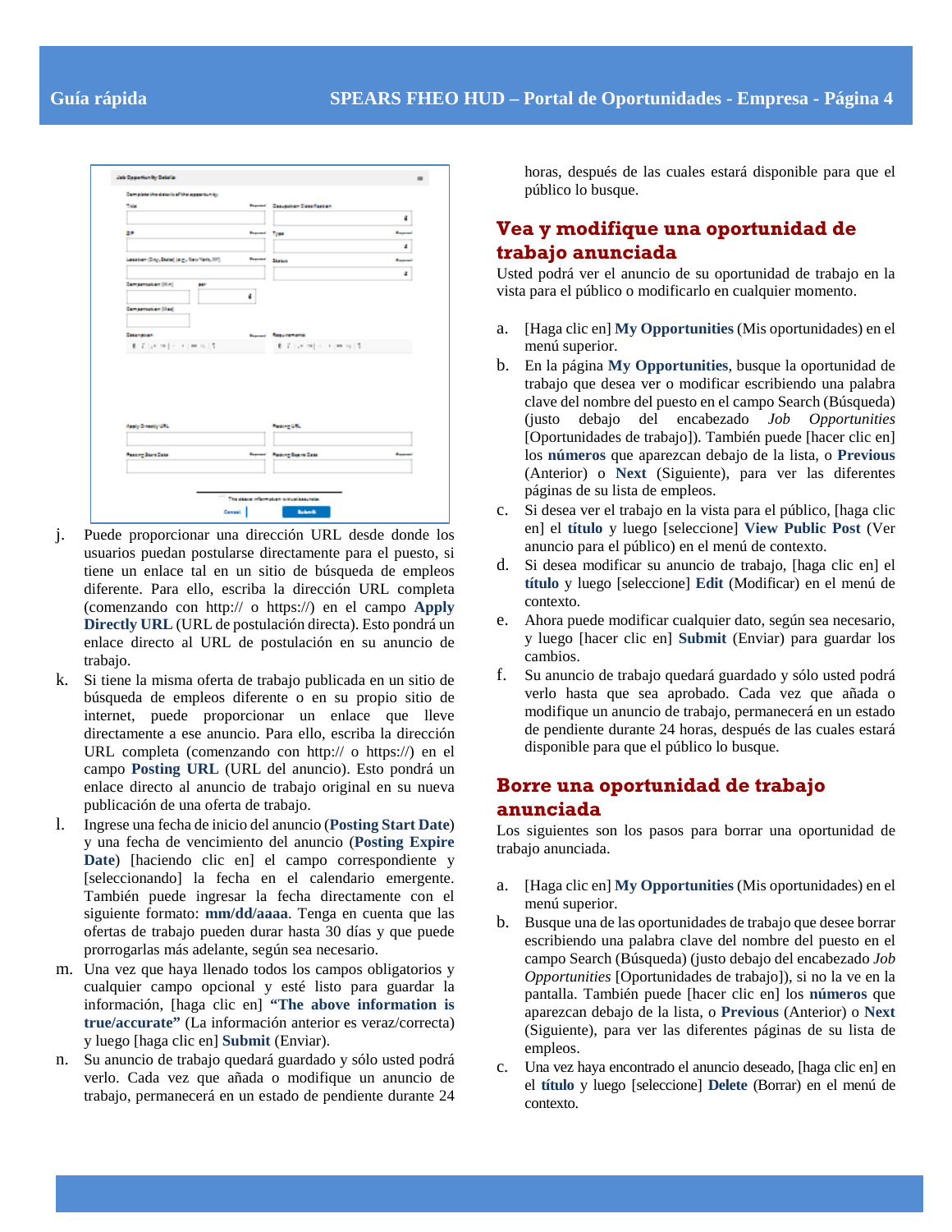j. Puede proporcionar una dirección URL desde donde los usuarios puedan postularse directamente para el puesto, si tiene un enlace tal en un sitio de búsqueda de empleos diferente. Para ello, escriba la dirección URL completa (comenzando con http:// o https://) en el campo **Apply Directly URL** (URL de postulación directa). Esto pondrá un enlace directo al URL de postulación en su anuncio de trabajo.

k. Si tiene la misma oferta de trabajo publicada en un sitio de búsqueda de empleos diferente o en su propio sitio de internet, puede proporcionar un enlace que lleve directamente a ese anuncio. Para ello, escriba la dirección URL completa (comenzando con http:// o https://) en el campo **Posting URL** (URL del anuncio). Esto pondrá un enlace directo al anuncio de trabajo original en su nueva publicación de una oferta de trabajo.

l. Ingrese una fecha de inicio del anuncio (**Posting Start Date**) y una fecha de vencimiento del anuncio (**Posting Expire Date**) [haciendo clic en] el campo correspondiente y [seleccionando] la fecha en el calendario emergente. También puede ingresar la fecha directamente con el siguiente formato: **mm/dd/aaaa**. Tenga en cuenta que las ofertas de trabajo pueden durar hasta 30 días y que puede prorrogarlas más adelante, según sea necesario.

m. Una vez que haya llenado todos los campos obligatorios y cualquier campo opcional y esté listo para guardar la información, [haga clic en] **"The above information is true/accurate"** (La información anterior es veraz/correcta) y luego [haga clic en] **Submit** (Enviar).

n. Su anuncio de trabajo quedará guardado y sólo usted podrá verlo. Cada vez que añada o modifique un anuncio de trabajo, permanecerá en un estado de pendiente durante 24 horas, después de las cuales estará disponible para que el público lo busque.

## Vea y modifique una oportunidad de trabajo anunciada

Usted podrá ver el anuncio de su oportunidad de trabajo en la vista para el público o modificarlo en cualquier momento.

a. [Haga clic en] **My Opportunities** (Mis oportunidades) en el menú superior.

b. En la página **My Opportunities**, busque la oportunidad de trabajo que desea ver o modificar escribiendo una palabra clave del nombre del puesto en el campo Search (Búsqueda) (justo debajo del encabezado *Job Opportunities* [Oportunidades de trabajo]). También puede [hacer clic en] los **números** que aparezcan debajo de la lista, o **Previous** (Anterior) o **Next** (Siguiente), para ver las diferentes páginas de su lista de empleos.

c. Si desea ver el trabajo en la vista para el público, [haga clic en] el **título** y luego [seleccione] **View Public Post** (Ver anuncio para el público) en el menú de contexto.

d. Si desea modificar su anuncio de trabajo, [haga clic en] el **título** y luego [seleccione] **Edit** (Modificar) en el menú de contexto.

e. Ahora puede modificar cualquier dato, según sea necesario, y luego [hacer clic en] **Submit** (Enviar) para guardar los cambios.

f. Su anuncio de trabajo quedará guardado y sólo usted podrá verlo hasta que sea aprobado. Cada vez que añada o modifique un anuncio de trabajo, permanecerá en un estado de pendiente durante 24 horas, después de las cuales estará disponible para que el público lo busque.

## Borre una oportunidad de trabajo anunciada

Los siguientes son los pasos para borrar una oportunidad de trabajo anunciada.

a. [Haga clic en] **My Opportunities** (Mis oportunidades) en el menú superior.

b. Busque una de las oportunidades de trabajo que desee borrar escribiendo una palabra clave del nombre del puesto en el campo Search (Búsqueda) (justo debajo del encabezado *Job Opportunities* [Oportunidades de trabajo]), si no la ve en la pantalla. También puede [hacer clic en] los **números** que aparezcan debajo de la lista, o **Previous** (Anterior) o **Next** (Siguiente), para ver las diferentes páginas de su lista de empleos.

c. Una vez haya encontrado el anuncio deseado, [haga clic en] en el **título** y luego [seleccione] **Delete** (Borrar) en el menú de contexto.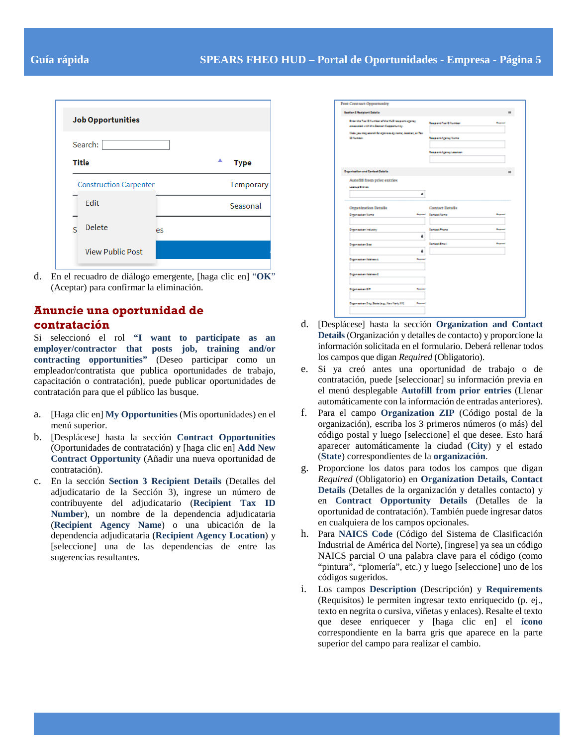d. En el recuadro de diálogo emergente, [haga clic en] **"OK"** (Aceptar) para confirmar la eliminación.

## Anuncie una oportunidad de contratación

Si seleccionó el rol **"I want to participate as an employer/contractor that posts job, training and/or contracting opportunities"** (Deseo participar como un empleador/contratista que publica oportunidades de trabajo, capacitación o contratación), puede publicar oportunidades de contratación para que el público las busque.

a. [Haga clic en] **My Opportunities** (Mis oportunidades) en el menú superior.

b. [Desplácese] hasta la sección **Contract Opportunities** (Oportunidades de contratación) y [haga clic en] **Add New Contract Opportunity** (Añadir una nueva oportunidad de contratación).

c. En la sección **Section 3 Recipient Details** (Detalles del adjudicatario de la Sección 3), ingrese un número de contribuyente del adjudicatario (**Recipient Tax ID Number**), un nombre de la dependencia adjudicataria (**Recipient Agency Name**) o una ubicación de la dependencia adjudicataria (**Recipient Agency Location**) y [seleccione] una de las dependencias de entre las sugerencias resultantes.

d. [Desplácese] hasta la sección **Organization and Contact Details** (Organización y detalles de contacto) y proporcione la información solicitada en el formulario. Deberá rellenar todos los campos que digan *Required* (Obligatorio).

e. Si ya creó antes una oportunidad de trabajo o de contratación, puede [seleccionar] su información previa en el menú desplegable **Autofill from prior entries** (Llenar automáticamente con la información de entradas anteriores).

f. Para el campo **Organization ZIP** (Código postal de la organización), escriba los 3 primeros números (o más) del código postal y luego [seleccione] el que desee. Esto hará aparecer automáticamente la ciudad (**City**) y el estado (**State**) correspondientes de la **organización**.

g. Proporcione los datos para todos los campos que digan *Required* (Obligatorio) en **Organization Details, Contact Details** (Detalles de la organización y detalles contacto) y en **Contract Opportunity Details** (Detalles de la oportunidad de contratación). También puede ingresar datos en cualquiera de los campos opcionales.

h. Para **NAICS Code** (Código del Sistema de Clasificación Industrial de América del Norte), [ingrese] ya sea un código NAICS parcial O una palabra clave para el código (como "pintura", "plomería", etc.) y luego [seleccione] uno de los códigos sugeridos.

i. Los campos **Description** (Descripción) y **Requirements** (Requisitos) le permiten ingresar texto enriquecido (p. ej., texto en negrita o cursiva, viñetas y enlaces). Resalte el texto que desee enriquecer y [haga clic en] el **ícono** correspondiente en la barra gris que aparece en la parte superior del campo para realizar el cambio.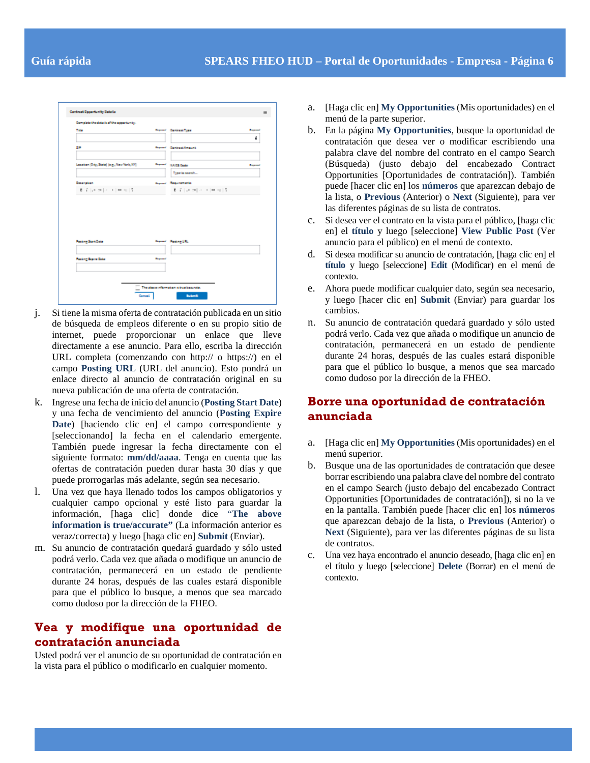j. Si tiene la misma oferta de contratación publicada en un sitio de búsqueda de empleos diferente o en su propio sitio de internet, puede proporcionar un enlace que lleve directamente a ese anuncio. Para ello, escriba la dirección URL completa (comenzando con http:// o https://) en el campo **Posting URL** (URL del anuncio). Esto pondrá un enlace directo al anuncio de contratación original en su nueva publicación de una oferta de contratación.

k. Ingrese una fecha de inicio del anuncio (**Posting Start Date**) y una fecha de vencimiento del anuncio (**Posting Expire Date**) [haciendo clic en] el campo correspondiente y [seleccionando] la fecha en el calendario emergente. También puede ingresar la fecha directamente con el siguiente formato: **mm/dd/aaaa**. Tenga en cuenta que las ofertas de contratación pueden durar hasta 30 días y que puede prorrogarlas más adelante, según sea necesario.

l. Una vez que haya llenado todos los campos obligatorios y cualquier campo opcional y esté listo para guardar la información, [haga clic] donde dice **"The above information is true/accurate"** (La información anterior es veraz/correcta) y luego [haga clic en] **Submit** (Enviar).

m. Su anuncio de contratación quedará guardado y sólo usted podrá verlo. Cada vez que añada o modifique un anuncio de contratación, permanecerá en un estado de pendiente durante 24 horas, después de las cuales estará disponible para que el público lo busque, a menos que sea marcado como dudoso por la dirección de la FHEO.

## Vea y modifique una oportunidad de contratación anunciada

Usted podrá ver el anuncio de su oportunidad de contratación en la vista para el público o modificarlo en cualquier momento.

a. [Haga clic en] **My Opportunities** (Mis oportunidades) en el menú de la parte superior.

b. En la página **My Opportunities**, busque la oportunidad de contratación que desea ver o modificar escribiendo una palabra clave del nombre del contrato en el campo Search (Búsqueda) (justo debajo del encabezado Contract Opportunities [Oportunidades de contratación]). También puede [hacer clic en] los **números** que aparezcan debajo de la lista, o **Previous** (Anterior) o **Next** (Siguiente), para ver las diferentes páginas de su lista de contratos.

c. Si desea ver el contrato en la vista para el público, [haga clic en] el **título** y luego [seleccione] **View Public Post** (Ver anuncio para el público) en el menú de contexto.

d. Si desea modificar su anuncio de contratación, [haga clic en] el **título** y luego [seleccione] **Edit** (Modificar) en el menú de contexto.

e. Ahora puede modificar cualquier dato, según sea necesario, y luego [hacer clic en] **Submit** (Enviar) para guardar los cambios.

n. Su anuncio de contratación quedará guardado y sólo usted podrá verlo. Cada vez que añada o modifique un anuncio de contratación, permanecerá en un estado de pendiente durante 24 horas, después de las cuales estará disponible para que el público lo busque, a menos que sea marcado como dudoso por la dirección de la FHEO.

## Borre una oportunidad de contratación anunciada

a. [Haga clic en] **My Opportunities** (Mis oportunidades) en el menú superior.

b. Busque una de las oportunidades de contratación que desee borrar escribiendo una palabra clave del nombre del contrato en el campo Search (justo debajo del encabezado Contract Opportunities [Oportunidades de contratación]), si no la ve en la pantalla. También puede [hacer clic en] los **números** que aparezcan debajo de la lista, o **Previous** (Anterior) o **Next** (Siguiente), para ver las diferentes páginas de su lista de contratos.

c. Una vez haya encontrado el anuncio deseado, [haga clic en] en el título y luego [seleccione] **Delete** (Borrar) en el menú de contexto.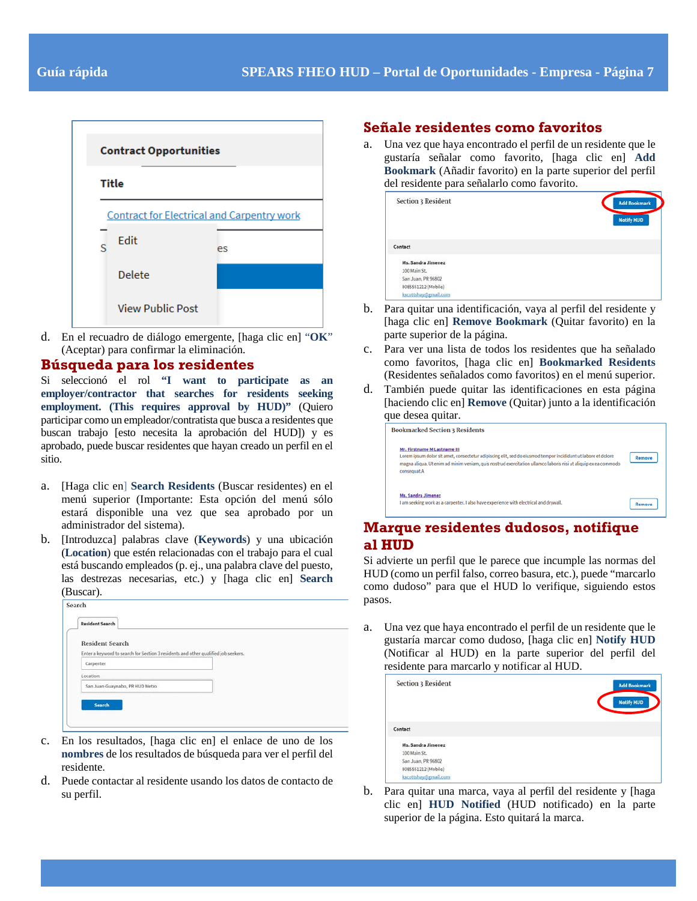d. En el recuadro de diálogo emergente, [haga clic en] **"OK"** (Aceptar) para confirmar la eliminación.

## Búsqueda para los residentes

Si seleccionó el rol **"I want to participate as an employer/contractor that searches for residents seeking employment. (This requires approval by HUD)"** (Quiero participar como un empleador/contratista que busca a residentes que buscan trabajo [esto necesita la aprobación del HUD]) y es aprobado, puede buscar residentes que hayan creado un perfil en el sitio.

a. [Haga clic en] **Search Residents** (Buscar residentes) en el menú superior (Importante: Esta opción del menú sólo estará disponible una vez que sea aprobado por un administrador del sistema).

b. [Introduzca] palabras clave (**Keywords**) y una ubicación (**Location**) que estén relacionadas con el trabajo para el cual está buscando empleados (p. ej., una palabra clave del puesto, las destrezas necesarias, etc.) y [haga clic en] **Search** (Buscar).

c. En los resultados, [haga clic en] el enlace de uno de los **nombres** de los resultados de búsqueda para ver el perfil del residente.

d. Puede contactar al residente usando los datos de contacto de su perfil.

## Señale residentes como favoritos

a. Una vez que haya encontrado el perfil de un residente que le gustaría señalar como favorito, [haga clic en] **Add Bookmark** (Añadir favorito) en la parte superior del perfil del residente para señalarlo como favorito.

b. Para quitar una identificación, vaya al perfil del residente y [haga clic en] **Remove Bookmark** (Quitar favorito) en la parte superior de la página.

c. Para ver una lista de todos los residentes que ha señalado como favoritos, [haga clic en] **Bookmarked Residents** (Residentes señalados como favoritos) en el menú superior.

d. También puede quitar las identificaciones en esta página [haciendo clic en] **Remove** (Quitar) junto a la identificación que desea quitar.

## Marque residentes dudosos, notifique al HUD

Si advierte un perfil que le parece que incumple las normas del HUD (como un perfil falso, correo basura, etc.), puede "marcarlo como dudoso" para que el HUD lo verifique, siguiendo estos pasos.

a. Una vez que haya encontrado el perfil de un residente que le gustaría marcar como dudoso, [haga clic en] **Notify HUD** (Notificar al HUD) en la parte superior del perfil del residente para marcarlo y notificar al HUD.

b. Para quitar una marca, vaya al perfil del residente y [haga clic en] **HUD Notified** (HUD notificado) en la parte superior de la página. Esto quitará la marca.